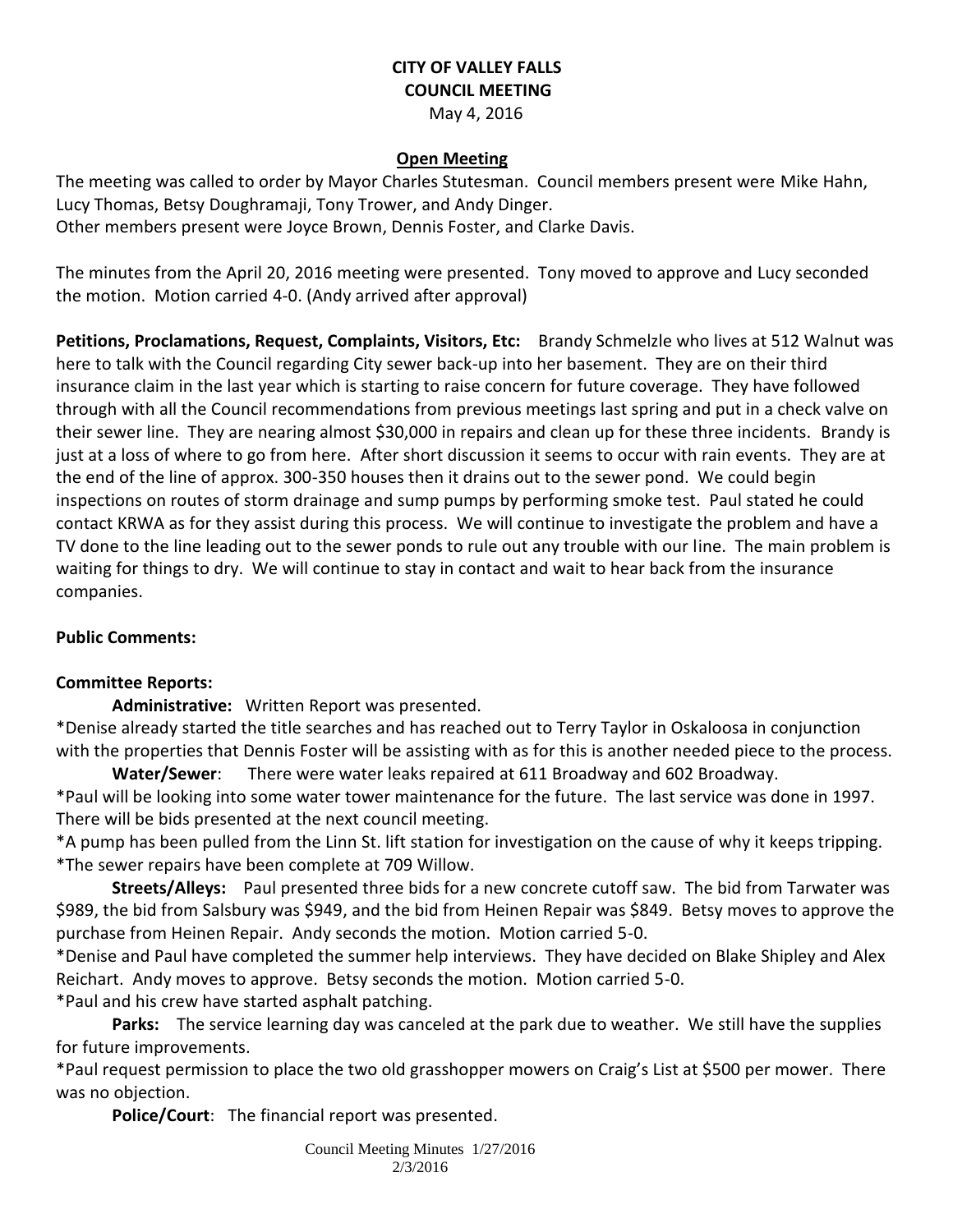# CITY OF VALLEY FALLS
## COUNCIL MEETING
May 4, 2016

### Open Meeting

The meeting was called to order by Mayor Charles Stutesman. Council members present were Mike Hahn, Lucy Thomas, Betsy Doughramaji, Tony Trower, and Andy Dinger.
Other members present were Joyce Brown, Dennis Foster, and Clarke Davis.

The minutes from the April 20, 2016 meeting were presented. Tony moved to approve and Lucy seconded the motion. Motion carried 4-0. (Andy arrived after approval)

**Petitions, Proclamations, Request, Complaints, Visitors, Etc:** Brandy Schmelzle who lives at 512 Walnut was here to talk with the Council regarding City sewer back-up into her basement. They are on their third insurance claim in the last year which is starting to raise concern for future coverage. They have followed through with all the Council recommendations from previous meetings last spring and put in a check valve on their sewer line. They are nearing almost $30,000 in repairs and clean up for these three incidents. Brandy is just at a loss of where to go from here. After short discussion it seems to occur with rain events. They are at the end of the line of approx. 300-350 houses then it drains out to the sewer pond. We could begin inspections on routes of storm drainage and sump pumps by performing smoke test. Paul stated he could contact KRWA as for they assist during this process. We will continue to investigate the problem and have a TV done to the line leading out to the sewer ponds to rule out any trouble with our line. The main problem is waiting for things to dry. We will continue to stay in contact and wait to hear back from the insurance companies.

**Public Comments:**

**Committee Reports:**

**Administrative:** Written Report was presented.

*Denise already started the title searches and has reached out to Terry Taylor in Oskaloosa in conjunction with the properties that Dennis Foster will be assisting with as for this is another needed piece to the process.

**Water/Sewer**: There were water leaks repaired at 611 Broadway and 602 Broadway.

*Paul will be looking into some water tower maintenance for the future. The last service was done in 1997. There will be bids presented at the next council meeting.

*A pump has been pulled from the Linn St. lift station for investigation on the cause of why it keeps tripping.

*The sewer repairs have been complete at 709 Willow.

**Streets/Alleys:** Paul presented three bids for a new concrete cutoff saw. The bid from Tarwater was $989, the bid from Salsbury was $949, and the bid from Heinen Repair was $849. Betsy moves to approve the purchase from Heinen Repair. Andy seconds the motion. Motion carried 5-0.

*Denise and Paul have completed the summer help interviews. They have decided on Blake Shipley and Alex Reichart. Andy moves to approve. Betsy seconds the motion. Motion carried 5-0.

*Paul and his crew have started asphalt patching.

**Parks:** The service learning day was canceled at the park due to weather. We still have the supplies for future improvements.

*Paul request permission to place the two old grasshopper mowers on Craig's List at $500 per mower. There was no objection.

**Police/Court**: The financial report was presented.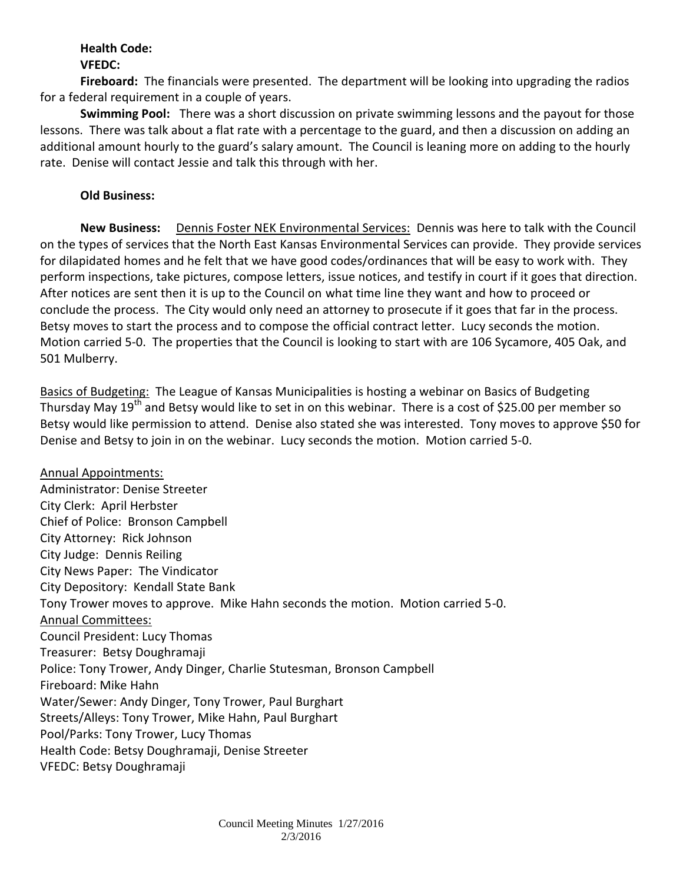**Health Code:**

**VFEDC:**

**Fireboard:** The financials were presented. The department will be looking into upgrading the radios for a federal requirement in a couple of years.

**Swimming Pool:** There was a short discussion on private swimming lessons and the payout for those lessons. There was talk about a flat rate with a percentage to the guard, and then a discussion on adding an additional amount hourly to the guard's salary amount. The Council is leaning more on adding to the hourly rate. Denise will contact Jessie and talk this through with her.

**Old Business:**

**New Business:** <u>Dennis Foster NEK Environmental Services:</u> Dennis was here to talk with the Council on the types of services that the North East Kansas Environmental Services can provide. They provide services for dilapidated homes and he felt that we have good codes/ordinances that will be easy to work with. They perform inspections, take pictures, compose letters, issue notices, and testify in court if it goes that direction. After notices are sent then it is up to the Council on what time line they want and how to proceed or conclude the process. The City would only need an attorney to prosecute if it goes that far in the process. Betsy moves to start the process and to compose the official contract letter. Lucy seconds the motion. Motion carried 5-0. The properties that the Council is looking to start with are 106 Sycamore, 405 Oak, and 501 Mulberry.

<u>Basics of Budgeting:</u> The League of Kansas Municipalities is hosting a webinar on Basics of Budgeting Thursday May 19th and Betsy would like to set in on this webinar. There is a cost of $25.00 per member so Betsy would like permission to attend. Denise also stated she was interested. Tony moves to approve $50 for Denise and Betsy to join in on the webinar. Lucy seconds the motion. Motion carried 5-0.

<u>Annual Appointments:</u>
Administrator: Denise Streeter
City Clerk: April Herbster
Chief of Police: Bronson Campbell
City Attorney: Rick Johnson
City Judge: Dennis Reiling
City News Paper: The Vindicator
City Depository: Kendall State Bank
Tony Trower moves to approve. Mike Hahn seconds the motion. Motion carried 5-0.

<u>Annual Committees:</u>
Council President: Lucy Thomas
Treasurer: Betsy Doughramaji
Police: Tony Trower, Andy Dinger, Charlie Stutesman, Bronson Campbell
Fireboard: Mike Hahn
Water/Sewer: Andy Dinger, Tony Trower, Paul Burghart
Streets/Alleys: Tony Trower, Mike Hahn, Paul Burghart
Pool/Parks: Tony Trower, Lucy Thomas
Health Code: Betsy Doughramaji, Denise Streeter
VFEDC: Betsy Doughramaji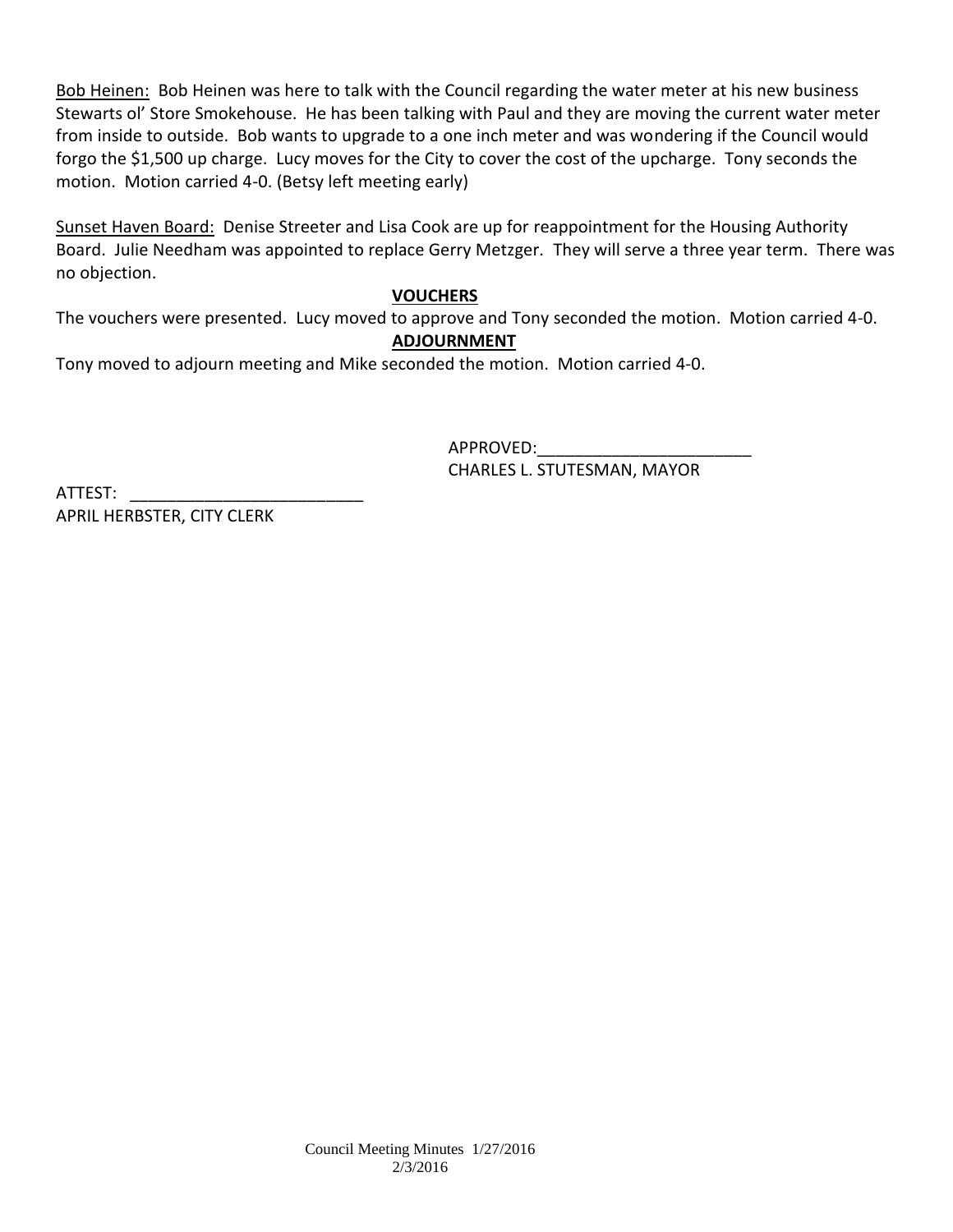<u>Bob Heinen:</u> Bob Heinen was here to talk with the Council regarding the water meter at his new business Stewarts ol' Store Smokehouse. He has been talking with Paul and they are moving the current water meter from inside to outside. Bob wants to upgrade to a one inch meter and was wondering if the Council would forgo the $1,500 up charge. Lucy moves for the City to cover the cost of the upcharge. Tony seconds the motion. Motion carried 4-0. (Betsy left meeting early)

<u>Sunset Haven Board:</u> Denise Streeter and Lisa Cook are up for reappointment for the Housing Authority Board. Julie Needham was appointed to replace Gerry Metzger. They will serve a three year term. There was no objection.

**<u>VOUCHERS</u>**

The vouchers were presented. Lucy moved to approve and Tony seconded the motion. Motion carried 4-0.

**<u>ADJOURNMENT</u>**

Tony moved to adjourn meeting and Mike seconded the motion. Motion carried 4-0.

APPROVED:_______________________
CHARLES L. STUTESMAN, MAYOR

ATTEST: _________________________
APRIL HERBSTER, CITY CLERK

Council Meeting Minutes 1/27/2016
2/3/2016